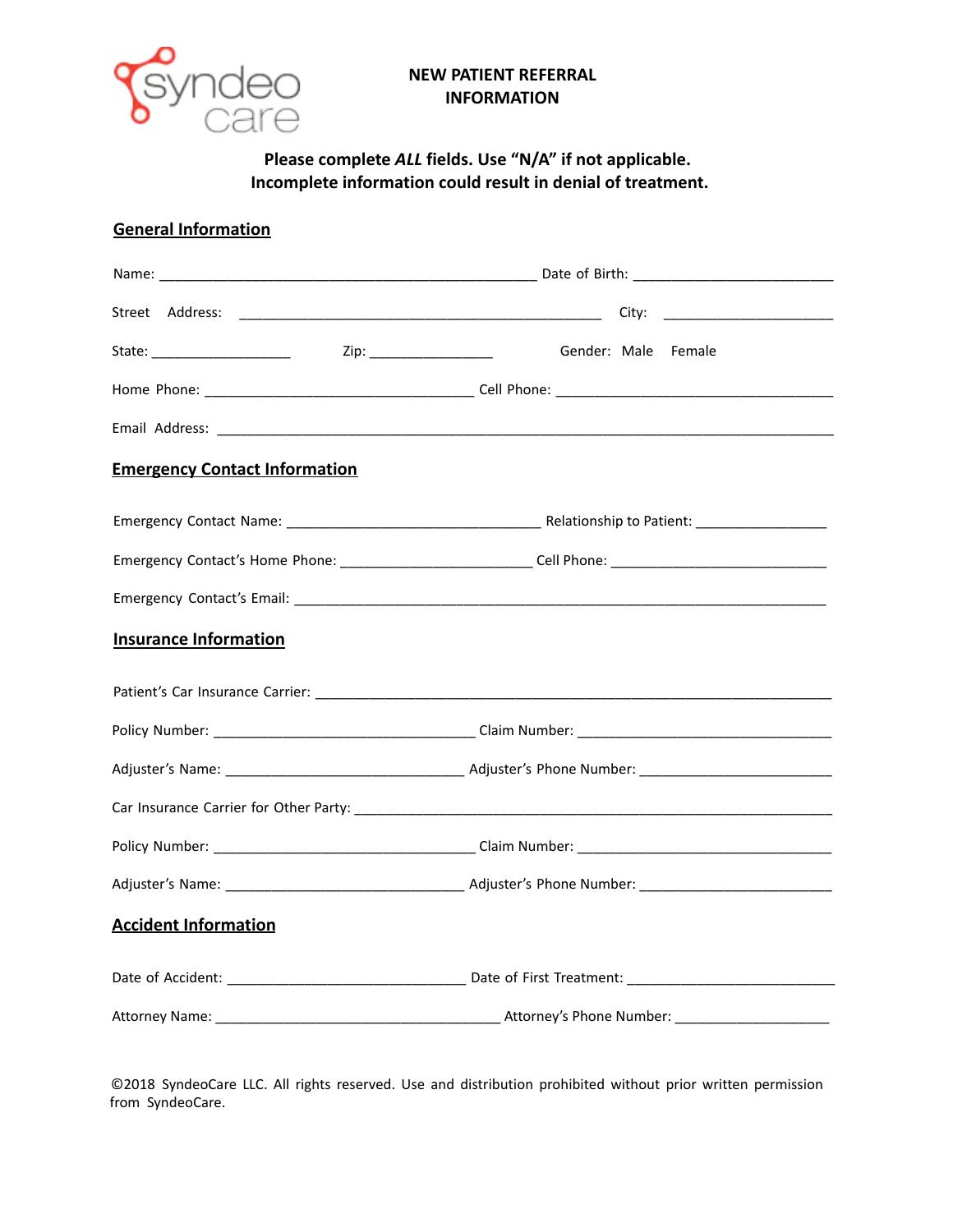syndeo care

# NEW PATIENT REFERRAL INFORMATION

**Please complete *ALL* fields. Use "N/A" if not applicable.**
**Incomplete information could result in denial of treatment.**

## General Information

Name: _______________________________________________ Date of Birth: _________________________

Street Address: _____________________________________________ City: _____________________

State: _________________ Zip: _______________ Gender: Male Female

Home Phone: __________________________________ Cell Phone: ___________________________________

Email Address: ______________________________________________________________________________

## Emergency Contact Information

Emergency Contact Name: ________________________________ Relationship to Patient: ________________

Emergency Contact's Home Phone: ________________________ Cell Phone: ___________________________

Emergency Contact's Email: __________________________________________________________________

## Insurance Information

Patient's Car Insurance Carrier: _______________________________________________________________

Policy Number: _________________________________ Claim Number: ________________________________

Adjuster's Name: ______________________________ Adjuster's Phone Number: _______________________

Car Insurance Carrier for Other Party: ___________________________________________________________

Policy Number: _________________________________ Claim Number: ________________________________

Adjuster's Name: ______________________________ Adjuster's Phone Number: _______________________

## Accident Information

Date of Accident: ______________________________ Date of First Treatment: ________________________

Attorney Name: ____________________________________ Attorney's Phone Number: ___________________

©2018 SyndeoCare LLC. All rights reserved. Use and distribution prohibited without prior written permission from SyndeoCare.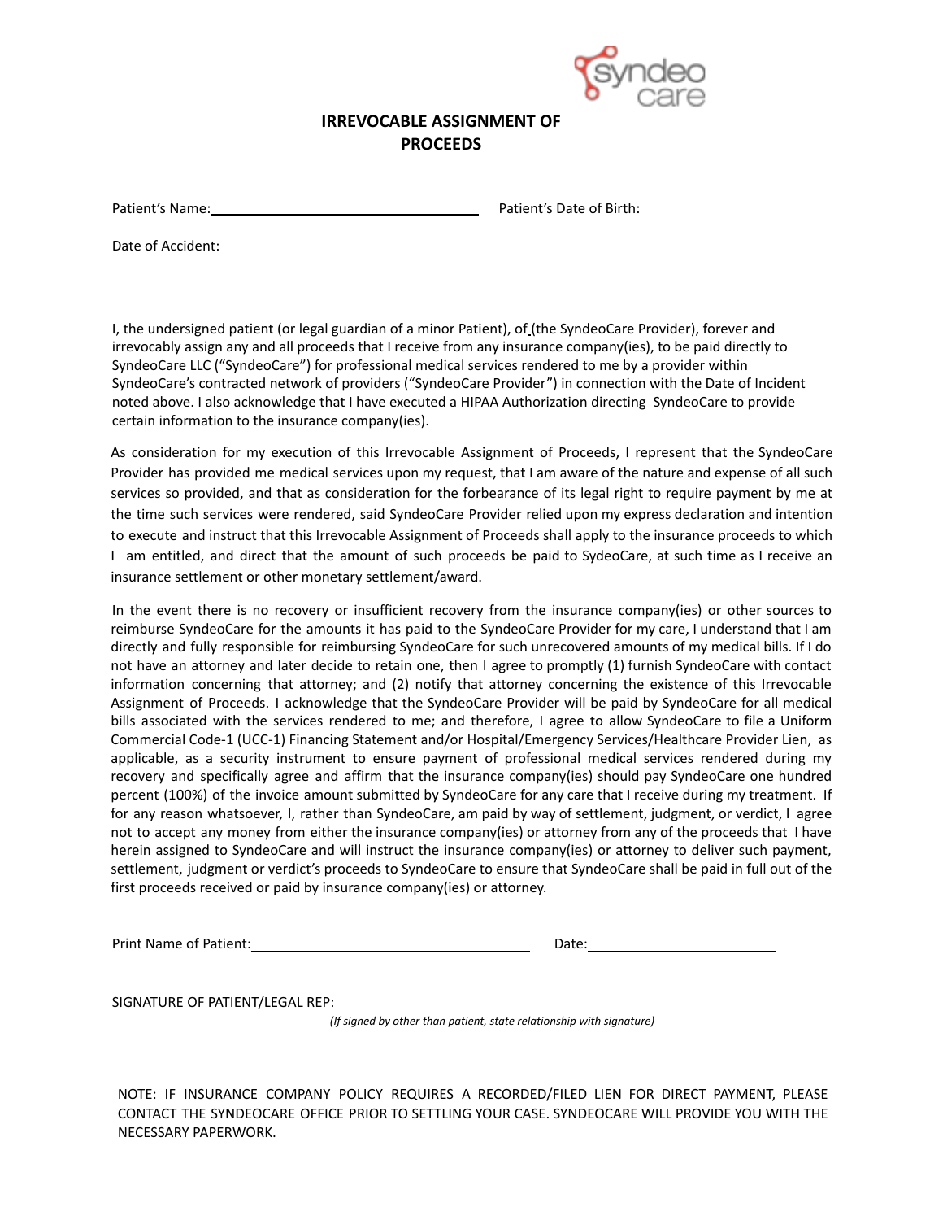## IRREVOCABLE ASSIGNMENT OF PROCEEDS

Patient's Name:\_\_\_\_\_\_\_\_\_\_\_\_\_\_\_\_\_\_\_\_\_\_\_\_\_\_\_\_\_\_\_\_ Patient's Date of Birth:

Date of Accident:

I, the undersigned patient (or legal guardian of a minor Patient), of (the SyndeoCare Provider), forever and irrevocably assign any and all proceeds that I receive from any insurance company(ies), to be paid directly to SyndeoCare LLC ("SyndeoCare") for professional medical services rendered to me by a provider within SyndeoCare's contracted network of providers ("SyndeoCare Provider") in connection with the Date of Incident noted above. I also acknowledge that I have executed a HIPAA Authorization directing SyndeoCare to provide certain information to the insurance company(ies).

As consideration for my execution of this Irrevocable Assignment of Proceeds, I represent that the SyndeoCare Provider has provided me medical services upon my request, that I am aware of the nature and expense of all such services so provided, and that as consideration for the forbearance of its legal right to require payment by me at the time such services were rendered, said SyndeoCare Provider relied upon my express declaration and intention to execute and instruct that this Irrevocable Assignment of Proceeds shall apply to the insurance proceeds to which I am entitled, and direct that the amount of such proceeds be paid to SydeoCare, at such time as I receive an insurance settlement or other monetary settlement/award.

In the event there is no recovery or insufficient recovery from the insurance company(ies) or other sources to reimburse SyndeoCare for the amounts it has paid to the SyndeoCare Provider for my care, I understand that I am directly and fully responsible for reimbursing SyndeoCare for such unrecovered amounts of my medical bills. If I do not have an attorney and later decide to retain one, then I agree to promptly (1) furnish SyndeoCare with contact information concerning that attorney; and (2) notify that attorney concerning the existence of this Irrevocable Assignment of Proceeds. I acknowledge that the SyndeoCare Provider will be paid by SyndeoCare for all medical bills associated with the services rendered to me; and therefore, I agree to allow SyndeoCare to file a Uniform Commercial Code-1 (UCC-1) Financing Statement and/or Hospital/Emergency Services/Healthcare Provider Lien, as applicable, as a security instrument to ensure payment of professional medical services rendered during my recovery and specifically agree and affirm that the insurance company(ies) should pay SyndeoCare one hundred percent (100%) of the invoice amount submitted by SyndeoCare for any care that I receive during my treatment. If for any reason whatsoever, I, rather than SyndeoCare, am paid by way of settlement, judgment, or verdict, I agree not to accept any money from either the insurance company(ies) or attorney from any of the proceeds that I have herein assigned to SyndeoCare and will instruct the insurance company(ies) or attorney to deliver such payment, settlement, judgment or verdict's proceeds to SyndeoCare to ensure that SyndeoCare shall be paid in full out of the first proceeds received or paid by insurance company(ies) or attorney.

Print Name of Patient:\_\_\_\_\_\_\_\_\_\_\_\_\_\_\_\_\_\_\_\_\_\_\_\_\_\_\_\_\_\_\_\_ Date:\_\_\_\_\_\_\_\_\_\_\_\_\_\_\_\_\_\_\_\_\_\_

SIGNATURE OF PATIENT/LEGAL REP:

*(If signed by other than patient, state relationship with signature)*

NOTE: IF INSURANCE COMPANY POLICY REQUIRES A RECORDED/FILED LIEN FOR DIRECT PAYMENT, PLEASE CONTACT THE SYNDEOCARE OFFICE PRIOR TO SETTLING YOUR CASE. SYNDEOCARE WILL PROVIDE YOU WITH THE NECESSARY PAPERWORK.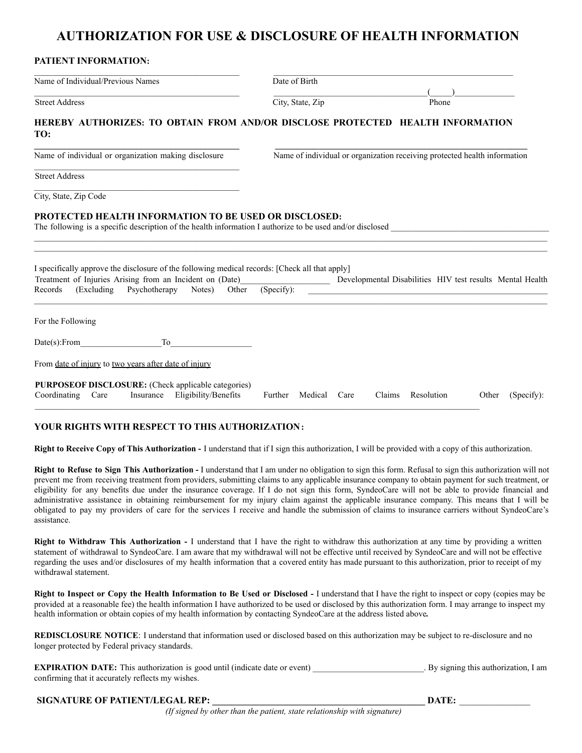# AUTHORIZATION FOR USE & DISCLOSURE OF HEALTH INFORMATION

**PATIENT INFORMATION:**

______________________________ Name of Individual/Previous Names

______________________________ Date of Birth

______________________________ Street Address

______________________________ City, State, Zip

(_____)______________ Phone

**HEREBY AUTHORIZES: TO OBTAIN FROM AND/OR DISCLOSE PROTECTED HEALTH INFORMATION TO:**

______________________________ Name of individual or organization making disclosure

______________________________ Name of individual or organization receiving protected health information

______________________________ Street Address

______________________________ City, State, Zip Code

**PROTECTED HEALTH INFORMATION TO BE USED OR DISCLOSED:**
The following is a specific description of the health information I authorize to be used and/or disclosed ______________________________

I specifically approve the disclosure of the following medical records: [Check all that apply]
Treatment of Injuries Arising from an Incident on (Date)____________________ Developmental Disabilities HIV test results Mental Health Records (Excluding Psychotherapy Notes) Other (Specify): ______________________________

For the Following

Date(s):From__________________To__________________

From <u>date of injury</u> to <u>two years after date of injury</u>

**PURPOSEOF DISCLOSURE:** (Check applicable categories)
Coordinating Care Insurance Eligibility/Benefits Further Medical Care Claims Resolution Other (Specify): ______________________________

**YOUR RIGHTS WITH RESPECT TO THIS AUTHORIZATION:**

**Right to Receive Copy of This Authorization -** I understand that if I sign this authorization, I will be provided with a copy of this authorization.

**Right to Refuse to Sign This Authorization -** I understand that I am under no obligation to sign this form. Refusal to sign this authorization will not prevent me from receiving treatment from providers, submitting claims to any applicable insurance company to obtain payment for such treatment, or eligibility for any benefits due under the insurance coverage. If I do not sign this form, SyndeoCare will not be able to provide financial and administrative assistance in obtaining reimbursement for my injury claim against the applicable insurance company. This means that I will be obligated to pay my providers of care for the services I receive and handle the submission of claims to insurance carriers without SyndeoCare's assistance.

**Right to Withdraw This Authorization -** I understand that I have the right to withdraw this authorization at any time by providing a written statement of withdrawal to SyndeoCare. I am aware that my withdrawal will not be effective until received by SyndeoCare and will not be effective regarding the uses and/or disclosures of my health information that a covered entity has made pursuant to this authorization, prior to receipt of my withdrawal statement.

**Right to Inspect or Copy the Health Information to Be Used or Disclosed -** I understand that I have the right to inspect or copy (copies may be provided at a reasonable fee) the health information I have authorized to be used or disclosed by this authorization form. I may arrange to inspect my health information or obtain copies of my health information by contacting SyndeoCare at the address listed above**.**

**REDISCLOSURE NOTICE**: I understand that information used or disclosed based on this authorization may be subject to re-disclosure and no longer protected by Federal privacy standards.

**EXPIRATION DATE:** This authorization is good until (indicate date or event) __________________________. By signing this authorization, I am confirming that it accurately reflects my wishes.

**SIGNATURE OF PATIENT/LEGAL REP:** ______________________________ **DATE:** _______________

*(If signed by other than the patient, state relationship with signature)*